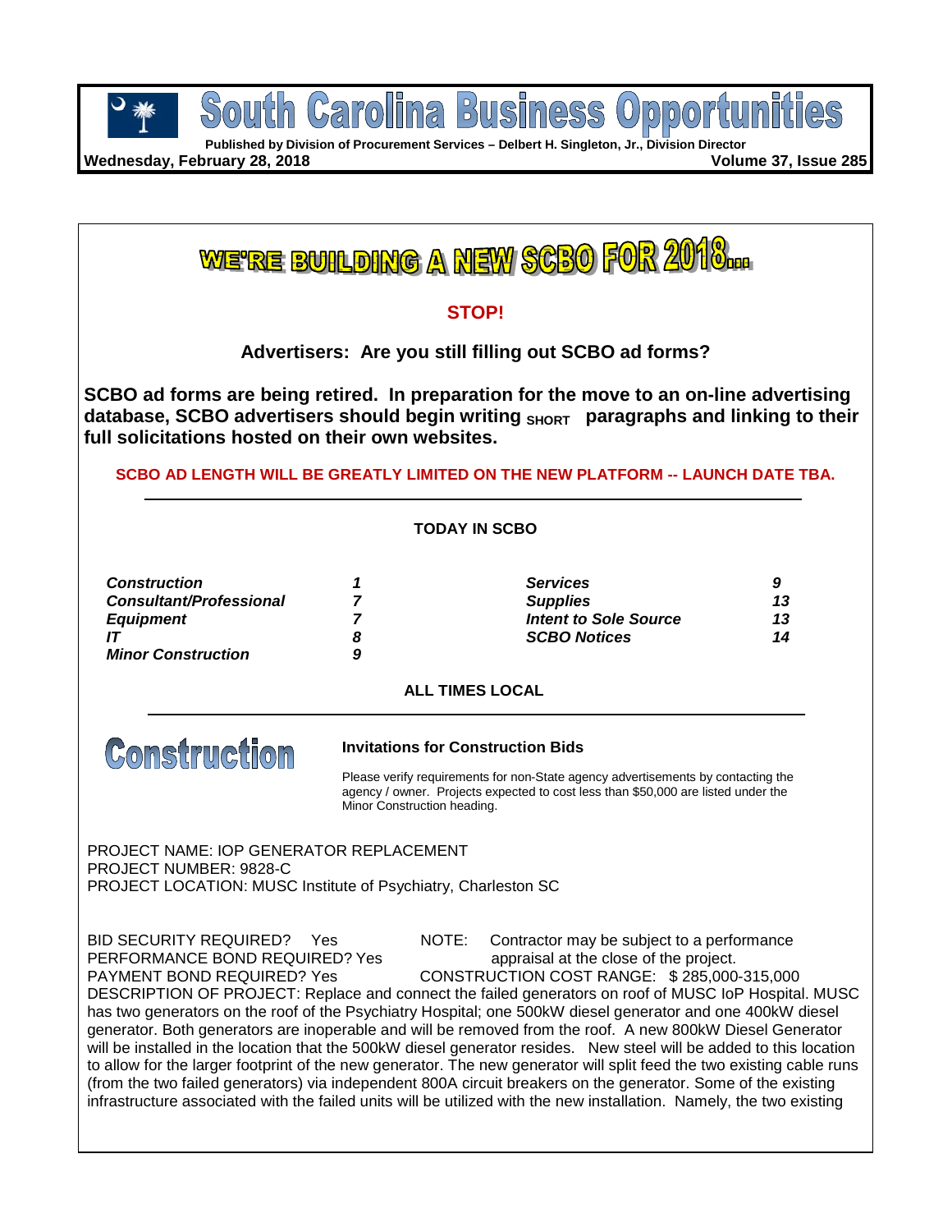# South Carolina Business Opportunities

**Published by Division of Procurement Services – Delbert H. Singleton, Jr., Division Director**

**Wednesday, February 28, 2018** **Volume 37, Issue 285**

## WE'RE BUILDING A NEW SCBO FOR 2018...

**STOP!**

**Advertisers: Are you still filling out SCBO ad forms?**

**SCBO ad forms are being retired. In preparation for the move to an on-line advertising database, SCBO advertisers should begin writing SHORT paragraphs and linking to their full solicitations hosted on their own websites.**

**SCBO AD LENGTH WILL BE GREATLY LIMITED ON THE NEW PLATFORM -- LAUNCH DATE TBA.**

**TODAY IN SCBO**

| | | | |
|---|---|---|---|
| ***Construction*** | ***1*** | ***Services*** | ***9*** |
| ***Consultant/Professional*** | ***7*** | ***Supplies*** | ***13*** |
| ***Equipment*** | ***7*** | ***Intent to Sole Source*** | ***13*** |
| ***IT*** | ***8*** | ***SCBO Notices*** | ***14*** |
| ***Minor Construction*** | ***9*** | | |

**ALL TIMES LOCAL**

## Construction

**Invitations for Construction Bids**

Please verify requirements for non-State agency advertisements by contacting the agency / owner. Projects expected to cost less than $50,000 are listed under the Minor Construction heading.

PROJECT NAME: IOP GENERATOR REPLACEMENT
PROJECT NUMBER: 9828-C
PROJECT LOCATION: MUSC Institute of Psychiatry, Charleston SC

BID SECURITY REQUIRED? Yes
PERFORMANCE BOND REQUIRED? Yes
PAYMENT BOND REQUIRED? Yes
NOTE: Contractor may be subject to a performance appraisal at the close of the project.
CONSTRUCTION COST RANGE: $ 285,000-315,000
DESCRIPTION OF PROJECT: Replace and connect the failed generators on roof of MUSC IoP Hospital. MUSC has two generators on the roof of the Psychiatry Hospital; one 500kW diesel generator and one 400kW diesel generator. Both generators are inoperable and will be removed from the roof. A new 800kW Diesel Generator will be installed in the location that the 500kW diesel generator resides. New steel will be added to this location to allow for the larger footprint of the new generator. The new generator will split feed the two existing cable runs (from the two failed generators) via independent 800A circuit breakers on the generator. Some of the existing infrastructure associated with the failed units will be utilized with the new installation. Namely, the two existing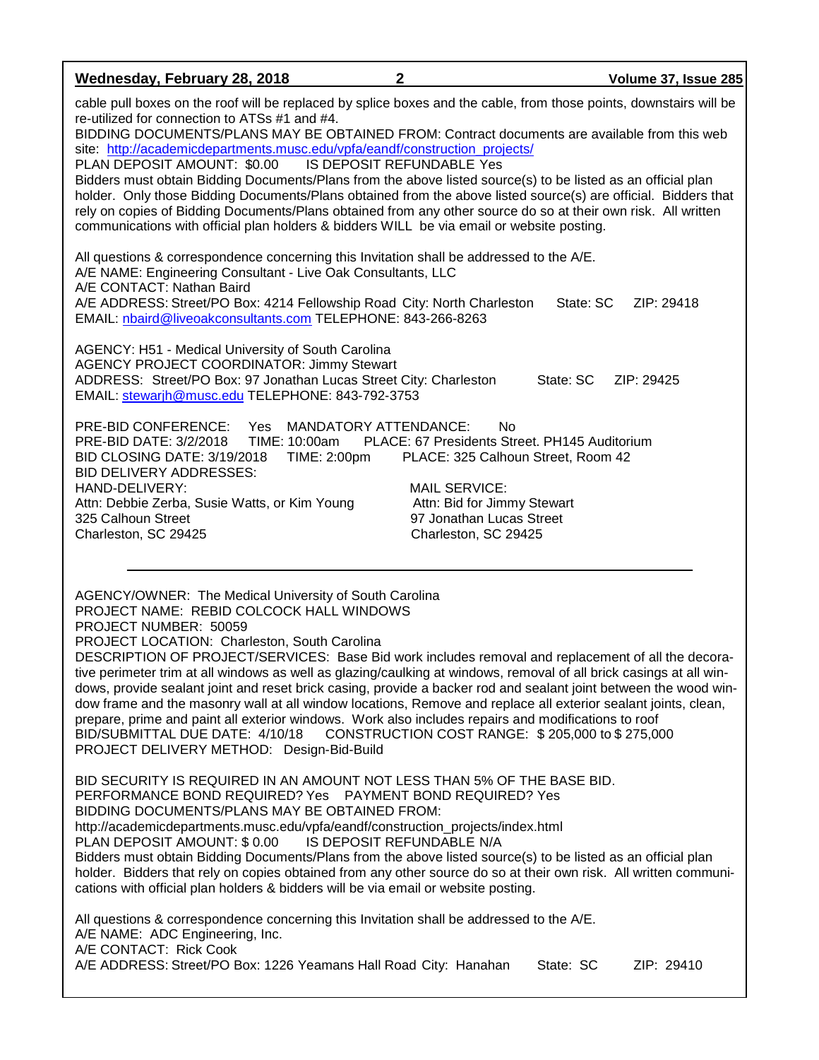cable pull boxes on the roof will be replaced by splice boxes and the cable, from those points, downstairs will be re-utilized for connection to ATSs #1 and #4.
BIDDING DOCUMENTS/PLANS MAY BE OBTAINED FROM: Contract documents are available from this web site: http://academicdepartments.musc.edu/vpfa/eandf/construction_projects/
PLAN DEPOSIT AMOUNT: $0.00 IS DEPOSIT REFUNDABLE Yes
Bidders must obtain Bidding Documents/Plans from the above listed source(s) to be listed as an official plan holder. Only those Bidding Documents/Plans obtained from the above listed source(s) are official. Bidders that rely on copies of Bidding Documents/Plans obtained from any other source do so at their own risk. All written communications with official plan holders & bidders WILL be via email or website posting.

All questions & correspondence concerning this Invitation shall be addressed to the A/E.
A/E NAME: Engineering Consultant - Live Oak Consultants, LLC
A/E CONTACT: Nathan Baird
A/E ADDRESS: Street/PO Box: 4214 Fellowship Road City: North Charleston State: SC ZIP: 29418
EMAIL: nbaird@liveoakconsultants.com TELEPHONE: 843-266-8263

AGENCY: H51 - Medical University of South Carolina
AGENCY PROJECT COORDINATOR: Jimmy Stewart
ADDRESS: Street/PO Box: 97 Jonathan Lucas Street City: Charleston State: SC ZIP: 29425
EMAIL: stewarjh@musc.edu TELEPHONE: 843-792-3753

PRE-BID CONFERENCE: Yes MANDATORY ATTENDANCE: No
PRE-BID DATE: 3/2/2018 TIME: 10:00am PLACE: 67 Presidents Street. PH145 Auditorium
BID CLOSING DATE: 3/19/2018 TIME: 2:00pm PLACE: 325 Calhoun Street, Room 42
BID DELIVERY ADDRESSES:

HAND-DELIVERY:
Attn: Debbie Zerba, Susie Watts, or Kim Young
325 Calhoun Street
Charleston, SC 29425

MAIL SERVICE:
Attn: Bid for Jimmy Stewart
97 Jonathan Lucas Street
Charleston, SC 29425

---

AGENCY/OWNER: The Medical University of South Carolina
PROJECT NAME: REBID COLCOCK HALL WINDOWS
PROJECT NUMBER: 50059
PROJECT LOCATION: Charleston, South Carolina
DESCRIPTION OF PROJECT/SERVICES: Base Bid work includes removal and replacement of all the decorative perimeter trim at all windows as well as glazing/caulking at windows, removal of all brick casings at all windows, provide sealant joint and reset brick casing, provide a backer rod and sealant joint between the wood window frame and the masonry wall at all window locations, Remove and replace all exterior sealant joints, clean, prepare, prime and paint all exterior windows. Work also includes repairs and modifications to roof
BID/SUBMITTAL DUE DATE: 4/10/18 CONSTRUCTION COST RANGE: $ 205,000 to $ 275,000
PROJECT DELIVERY METHOD: Design-Bid-Build

BID SECURITY IS REQUIRED IN AN AMOUNT NOT LESS THAN 5% OF THE BASE BID.
PERFORMANCE BOND REQUIRED? Yes PAYMENT BOND REQUIRED? Yes
BIDDING DOCUMENTS/PLANS MAY BE OBTAINED FROM:
http://academicdepartments.musc.edu/vpfa/eandf/construction_projects/index.html
PLAN DEPOSIT AMOUNT: $ 0.00 IS DEPOSIT REFUNDABLE N/A
Bidders must obtain Bidding Documents/Plans from the above listed source(s) to be listed as an official plan holder. Bidders that rely on copies obtained from any other source do so at their own risk. All written communications with official plan holders & bidders will be via email or website posting.

All questions & correspondence concerning this Invitation shall be addressed to the A/E.
A/E NAME: ADC Engineering, Inc.
A/E CONTACT: Rick Cook
A/E ADDRESS: Street/PO Box: 1226 Yeamans Hall Road City: Hanahan State: SC ZIP: 29410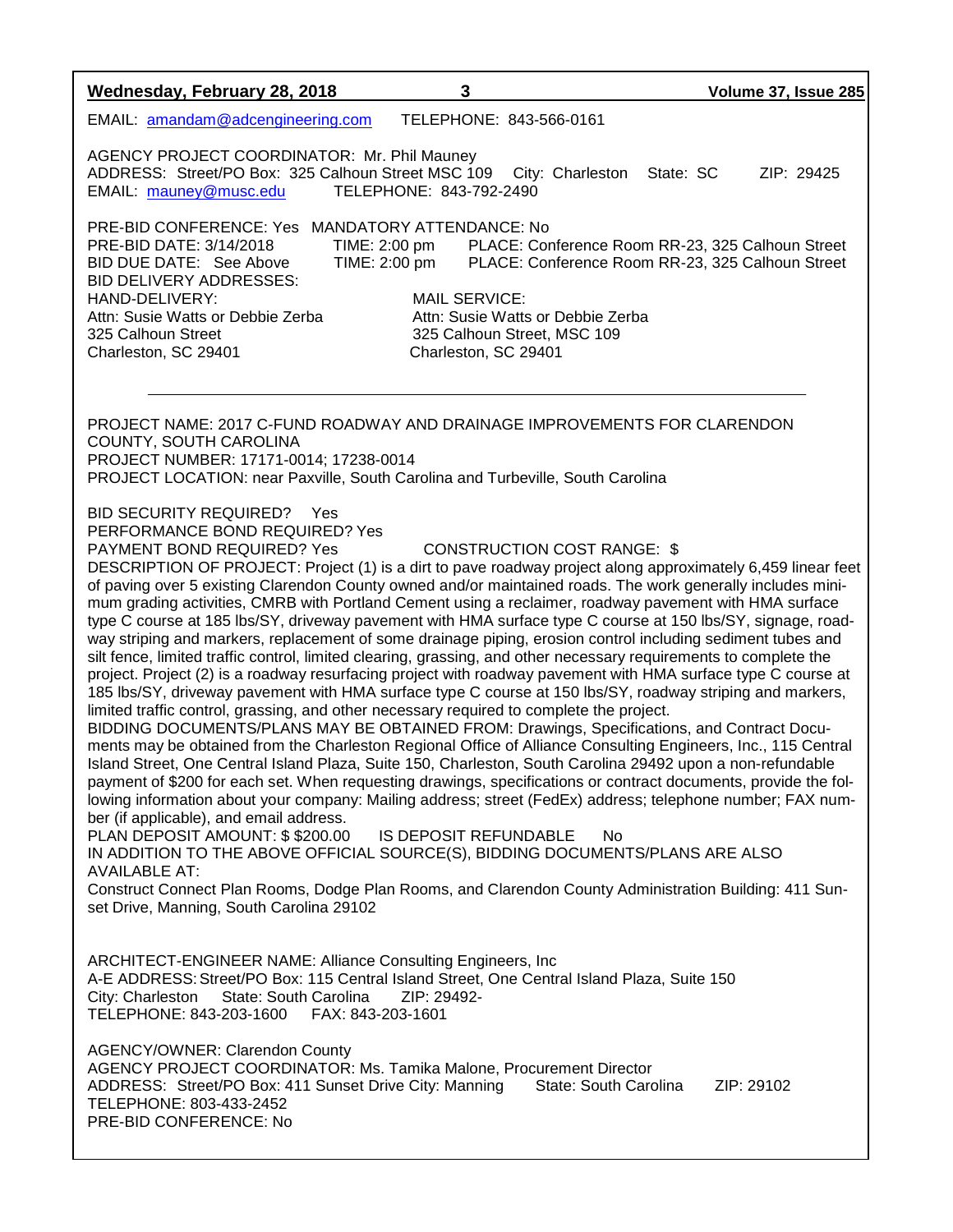EMAIL: amandam@adcengineering.com TELEPHONE: 843-566-0161

AGENCY PROJECT COORDINATOR: Mr. Phil Mauney
ADDRESS: Street/PO Box: 325 Calhoun Street MSC 109 City: Charleston State: SC ZIP: 29425
EMAIL: mauney@musc.edu TELEPHONE: 843-792-2490

PRE-BID CONFERENCE: Yes MANDATORY ATTENDANCE: No
PRE-BID DATE: 3/14/2018 TIME: 2:00 pm PLACE: Conference Room RR-23, 325 Calhoun Street
BID DUE DATE: See Above TIME: 2:00 pm PLACE: Conference Room RR-23, 325 Calhoun Street
BID DELIVERY ADDRESSES:

HAND-DELIVERY:
Attn: Susie Watts or Debbie Zerba
325 Calhoun Street
Charleston, SC 29401

MAIL SERVICE:
Attn: Susie Watts or Debbie Zerba
325 Calhoun Street, MSC 109
Charleston, SC 29401

---

PROJECT NAME: 2017 C-FUND ROADWAY AND DRAINAGE IMPROVEMENTS FOR CLARENDON COUNTY, SOUTH CAROLINA
PROJECT NUMBER: 17171-0014; 17238-0014
PROJECT LOCATION: near Paxville, South Carolina and Turbeville, South Carolina

BID SECURITY REQUIRED? Yes
PERFORMANCE BOND REQUIRED? Yes
PAYMENT BOND REQUIRED? Yes CONSTRUCTION COST RANGE: $
DESCRIPTION OF PROJECT: Project (1) is a dirt to pave roadway project along approximately 6,459 linear feet of paving over 5 existing Clarendon County owned and/or maintained roads. The work generally includes minimum grading activities, CMRB with Portland Cement using a reclaimer, roadway pavement with HMA surface type C course at 185 lbs/SY, driveway pavement with HMA surface type C course at 150 lbs/SY, signage, roadway striping and markers, replacement of some drainage piping, erosion control including sediment tubes and silt fence, limited traffic control, limited clearing, grassing, and other necessary requirements to complete the project. Project (2) is a roadway resurfacing project with roadway pavement with HMA surface type C course at 185 lbs/SY, driveway pavement with HMA surface type C course at 150 lbs/SY, roadway striping and markers, limited traffic control, grassing, and other necessary required to complete the project.
BIDDING DOCUMENTS/PLANS MAY BE OBTAINED FROM: Drawings, Specifications, and Contract Documents may be obtained from the Charleston Regional Office of Alliance Consulting Engineers, Inc., 115 Central Island Street, One Central Island Plaza, Suite 150, Charleston, South Carolina 29492 upon a non-refundable payment of $200 for each set. When requesting drawings, specifications or contract documents, provide the following information about your company: Mailing address; street (FedEx) address; telephone number; FAX number (if applicable), and email address.
PLAN DEPOSIT AMOUNT: $ $200.00 IS DEPOSIT REFUNDABLE No
IN ADDITION TO THE ABOVE OFFICIAL SOURCE(S), BIDDING DOCUMENTS/PLANS ARE ALSO AVAILABLE AT:
Construct Connect Plan Rooms, Dodge Plan Rooms, and Clarendon County Administration Building: 411 Sunset Drive, Manning, South Carolina 29102

ARCHITECT-ENGINEER NAME: Alliance Consulting Engineers, Inc
A-E ADDRESS: Street/PO Box: 115 Central Island Street, One Central Island Plaza, Suite 150
City: Charleston State: South Carolina ZIP: 29492-
TELEPHONE: 843-203-1600 FAX: 843-203-1601

AGENCY/OWNER: Clarendon County
AGENCY PROJECT COORDINATOR: Ms. Tamika Malone, Procurement Director
ADDRESS: Street/PO Box: 411 Sunset Drive City: Manning State: South Carolina ZIP: 29102
TELEPHONE: 803-433-2452
PRE-BID CONFERENCE: No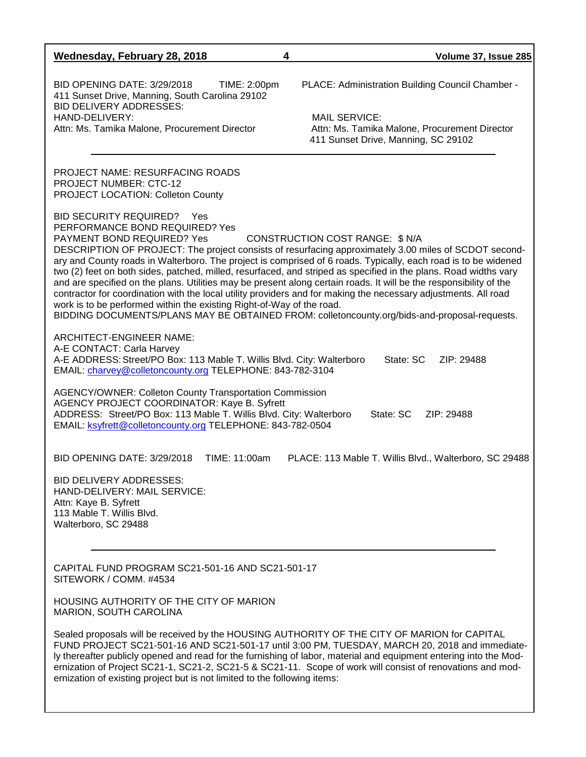BID OPENING DATE: 3/29/2018 TIME: 2:00pm PLACE: Administration Building Council Chamber - 411 Sunset Drive, Manning, South Carolina 29102
BID DELIVERY ADDRESSES:
HAND-DELIVERY:
Attn: Ms. Tamika Malone, Procurement Director

MAIL SERVICE:
Attn: Ms. Tamika Malone, Procurement Director
411 Sunset Drive, Manning, SC 29102

---

PROJECT NAME: RESURFACING ROADS
PROJECT NUMBER: CTC-12
PROJECT LOCATION: Colleton County

BID SECURITY REQUIRED? Yes
PERFORMANCE BOND REQUIRED? Yes
PAYMENT BOND REQUIRED? Yes CONSTRUCTION COST RANGE: $ N/A
DESCRIPTION OF PROJECT: The project consists of resurfacing approximately 3.00 miles of SCDOT secondary and County roads in Walterboro. The project is comprised of 6 roads. Typically, each road is to be widened two (2) feet on both sides, patched, milled, resurfaced, and striped as specified in the plans. Road widths vary and are specified on the plans. Utilities may be present along certain roads. It will be the responsibility of the contractor for coordination with the local utility providers and for making the necessary adjustments. All road work is to be performed within the existing Right-of-Way of the road.
BIDDING DOCUMENTS/PLANS MAY BE OBTAINED FROM: colletoncounty.org/bids-and-proposal-requests.

ARCHITECT-ENGINEER NAME:
A-E CONTACT: Carla Harvey
A-E ADDRESS: Street/PO Box: 113 Mable T. Willis Blvd. City: Walterboro State: SC ZIP: 29488
EMAIL: charvey@colletoncounty.org TELEPHONE: 843-782-3104

AGENCY/OWNER: Colleton County Transportation Commission
AGENCY PROJECT COORDINATOR: Kaye B. Syfrett
ADDRESS: Street/PO Box: 113 Mable T. Willis Blvd. City: Walterboro State: SC ZIP: 29488
EMAIL: ksyfrett@colletoncounty.org TELEPHONE: 843-782-0504

BID OPENING DATE: 3/29/2018 TIME: 11:00am PLACE: 113 Mable T. Willis Blvd., Walterboro, SC 29488

BID DELIVERY ADDRESSES:
HAND-DELIVERY: MAIL SERVICE:
Attn: Kaye B. Syfrett
113 Mable T. Willis Blvd.
Walterboro, SC 29488

---

CAPITAL FUND PROGRAM SC21-501-16 AND SC21-501-17
SITEWORK / COMM. #4534

HOUSING AUTHORITY OF THE CITY OF MARION
MARION, SOUTH CAROLINA

Sealed proposals will be received by the HOUSING AUTHORITY OF THE CITY OF MARION for CAPITAL FUND PROJECT SC21-501-16 AND SC21-501-17 until 3:00 PM, TUESDAY, MARCH 20, 2018 and immediately thereafter publicly opened and read for the furnishing of labor, material and equipment entering into the Modernization of Project SC21-1, SC21-2, SC21-5 & SC21-11. Scope of work will consist of renovations and modernization of existing project but is not limited to the following items: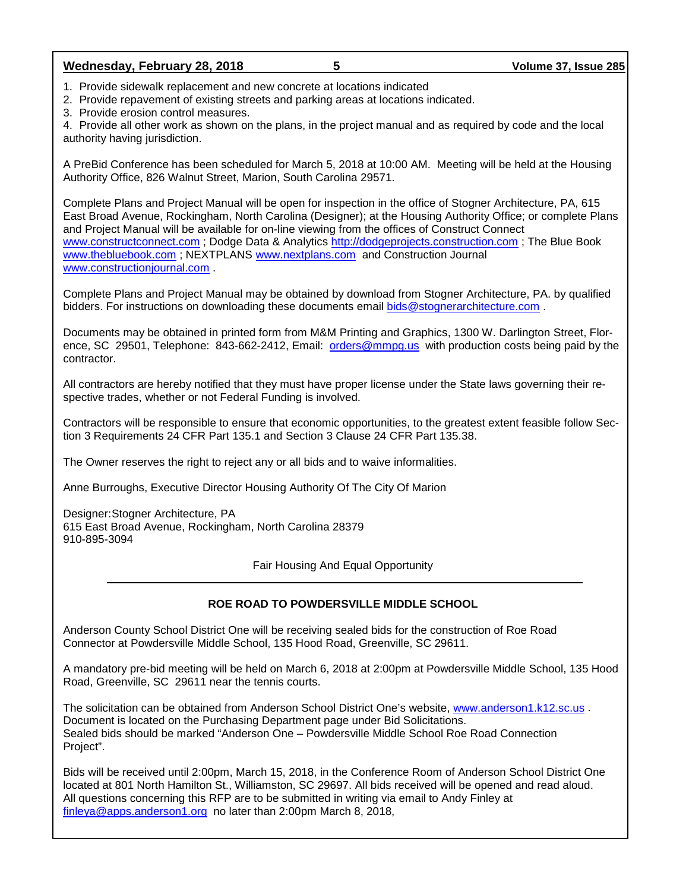1. Provide sidewalk replacement and new concrete at locations indicated
2. Provide repavement of existing streets and parking areas at locations indicated.
3. Provide erosion control measures.
4. Provide all other work as shown on the plans, in the project manual and as required by code and the local authority having jurisdiction.

A PreBid Conference has been scheduled for March 5, 2018 at 10:00 AM. Meeting will be held at the Housing Authority Office, 826 Walnut Street, Marion, South Carolina 29571.

Complete Plans and Project Manual will be open for inspection in the office of Stogner Architecture, PA, 615 East Broad Avenue, Rockingham, North Carolina (Designer); at the Housing Authority Office; or complete Plans and Project Manual will be available for on-line viewing from the offices of Construct Connect www.constructconnect.com ; Dodge Data & Analytics http://dodgeprojects.construction.com ; The Blue Book www.thebluebook.com ; NEXTPLANS www.nextplans.com and Construction Journal www.constructionjournal.com .

Complete Plans and Project Manual may be obtained by download from Stogner Architecture, PA. by qualified bidders. For instructions on downloading these documents email bids@stognerarchitecture.com .

Documents may be obtained in printed form from M&M Printing and Graphics, 1300 W. Darlington Street, Florence, SC 29501, Telephone: 843-662-2412, Email: orders@mmpg.us with production costs being paid by the contractor.

All contractors are hereby notified that they must have proper license under the State laws governing their respective trades, whether or not Federal Funding is involved.

Contractors will be responsible to ensure that economic opportunities, to the greatest extent feasible follow Section 3 Requirements 24 CFR Part 135.1 and Section 3 Clause 24 CFR Part 135.38.

The Owner reserves the right to reject any or all bids and to waive informalities.

Anne Burroughs, Executive Director Housing Authority Of The City Of Marion

Designer:Stogner Architecture, PA
615 East Broad Avenue, Rockingham, North Carolina 28379
910-895-3094

Fair Housing And Equal Opportunity

---

## ROE ROAD TO POWDERSVILLE MIDDLE SCHOOL

Anderson County School District One will be receiving sealed bids for the construction of Roe Road Connector at Powdersville Middle School, 135 Hood Road, Greenville, SC 29611.

A mandatory pre-bid meeting will be held on March 6, 2018 at 2:00pm at Powdersville Middle School, 135 Hood Road, Greenville, SC 29611 near the tennis courts.

The solicitation can be obtained from Anderson School District One's website, www.anderson1.k12.sc.us .
Document is located on the Purchasing Department page under Bid Solicitations.
Sealed bids should be marked "Anderson One – Powdersville Middle School Roe Road Connection Project".

Bids will be received until 2:00pm, March 15, 2018, in the Conference Room of Anderson School District One located at 801 North Hamilton St., Williamston, SC 29697. All bids received will be opened and read aloud.
All questions concerning this RFP are to be submitted in writing via email to Andy Finley at finleya@apps.anderson1.org no later than 2:00pm March 8, 2018,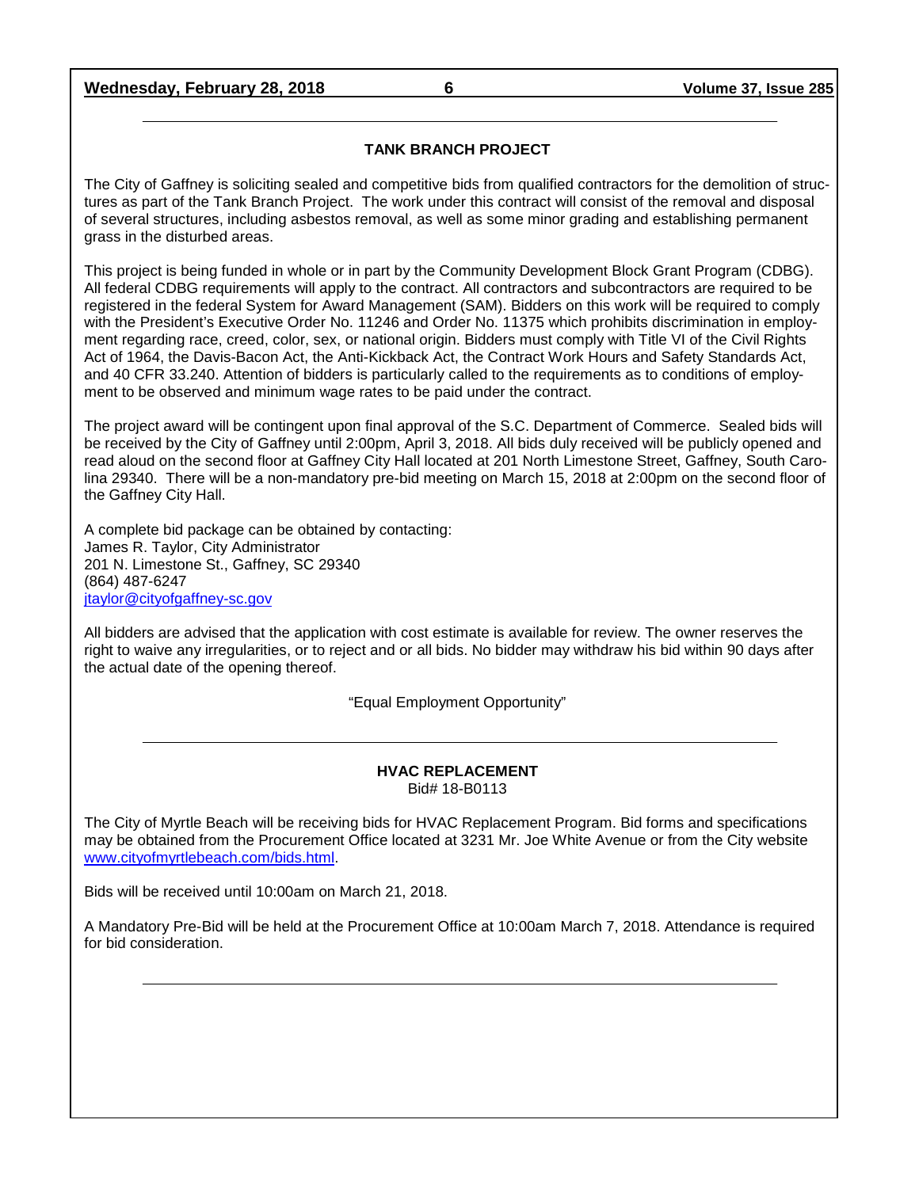## TANK BRANCH PROJECT

The City of Gaffney is soliciting sealed and competitive bids from qualified contractors for the demolition of structures as part of the Tank Branch Project. The work under this contract will consist of the removal and disposal of several structures, including asbestos removal, as well as some minor grading and establishing permanent grass in the disturbed areas.

This project is being funded in whole or in part by the Community Development Block Grant Program (CDBG). All federal CDBG requirements will apply to the contract. All contractors and subcontractors are required to be registered in the federal System for Award Management (SAM). Bidders on this work will be required to comply with the President's Executive Order No. 11246 and Order No. 11375 which prohibits discrimination in employment regarding race, creed, color, sex, or national origin. Bidders must comply with Title VI of the Civil Rights Act of 1964, the Davis-Bacon Act, the Anti-Kickback Act, the Contract Work Hours and Safety Standards Act, and 40 CFR 33.240. Attention of bidders is particularly called to the requirements as to conditions of employment to be observed and minimum wage rates to be paid under the contract.

The project award will be contingent upon final approval of the S.C. Department of Commerce. Sealed bids will be received by the City of Gaffney until 2:00pm, April 3, 2018. All bids duly received will be publicly opened and read aloud on the second floor at Gaffney City Hall located at 201 North Limestone Street, Gaffney, South Carolina 29340. There will be a non-mandatory pre-bid meeting on March 15, 2018 at 2:00pm on the second floor of the Gaffney City Hall.

A complete bid package can be obtained by contacting:
James R. Taylor, City Administrator
201 N. Limestone St., Gaffney, SC 29340
(864) 487-6247
jtaylor@cityofgaffney-sc.gov

All bidders are advised that the application with cost estimate is available for review. The owner reserves the right to waive any irregularities, or to reject and or all bids. No bidder may withdraw his bid within 90 days after the actual date of the opening thereof.

"Equal Employment Opportunity"

## HVAC REPLACEMENT

Bid# 18-B0113

The City of Myrtle Beach will be receiving bids for HVAC Replacement Program. Bid forms and specifications may be obtained from the Procurement Office located at 3231 Mr. Joe White Avenue or from the City website www.cityofmyrtlebeach.com/bids.html.

Bids will be received until 10:00am on March 21, 2018.

A Mandatory Pre-Bid will be held at the Procurement Office at 10:00am March 7, 2018. Attendance is required for bid consideration.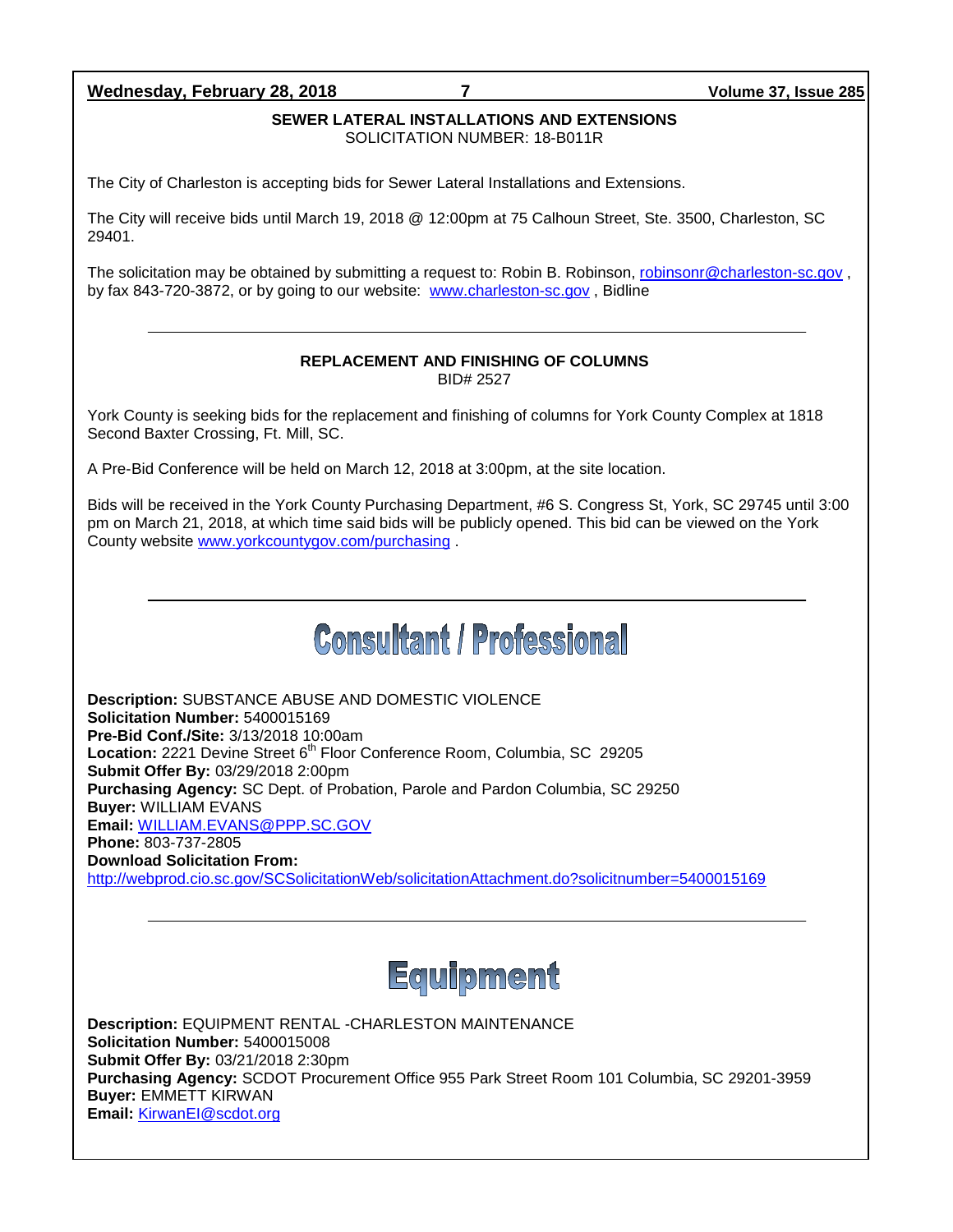**SEWER LATERAL INSTALLATIONS AND EXTENSIONS**
SOLICITATION NUMBER: 18-B011R

The City of Charleston is accepting bids for Sewer Lateral Installations and Extensions.

The City will receive bids until March 19, 2018 @ 12:00pm at 75 Calhoun Street, Ste. 3500, Charleston, SC 29401.

The solicitation may be obtained by submitting a request to: Robin B. Robinson, robinsonr@charleston-sc.gov , by fax 843-720-3872, or by going to our website: www.charleston-sc.gov , Bidline

---

**REPLACEMENT AND FINISHING OF COLUMNS**
BID# 2527

York County is seeking bids for the replacement and finishing of columns for York County Complex at 1818 Second Baxter Crossing, Ft. Mill, SC.

A Pre-Bid Conference will be held on March 12, 2018 at 3:00pm, at the site location.

Bids will be received in the York County Purchasing Department, #6 S. Congress St, York, SC 29745 until 3:00 pm on March 21, 2018, at which time said bids will be publicly opened. This bid can be viewed on the York County website www.yorkcountygov.com/purchasing .

---

# Consultant / Professional

**Description:** SUBSTANCE ABUSE AND DOMESTIC VIOLENCE
**Solicitation Number:** 5400015169
**Pre-Bid Conf./Site:** 3/13/2018 10:00am
**Location:** 2221 Devine Street 6th Floor Conference Room, Columbia, SC 29205
**Submit Offer By:** 03/29/2018 2:00pm
**Purchasing Agency:** SC Dept. of Probation, Parole and Pardon Columbia, SC 29250
**Buyer:** WILLIAM EVANS
**Email:** WILLIAM.EVANS@PPP.SC.GOV
**Phone:** 803-737-2805
**Download Solicitation From:**
http://webprod.cio.sc.gov/SCSolicitationWeb/solicitationAttachment.do?solicitnumber=5400015169

---

# Equipment

**Description:** EQUIPMENT RENTAL -CHARLESTON MAINTENANCE
**Solicitation Number:** 5400015008
**Submit Offer By:** 03/21/2018 2:30pm
**Purchasing Agency:** SCDOT Procurement Office 955 Park Street Room 101 Columbia, SC 29201-3959
**Buyer:** EMMETT KIRWAN
**Email:** KirwanEI@scdot.org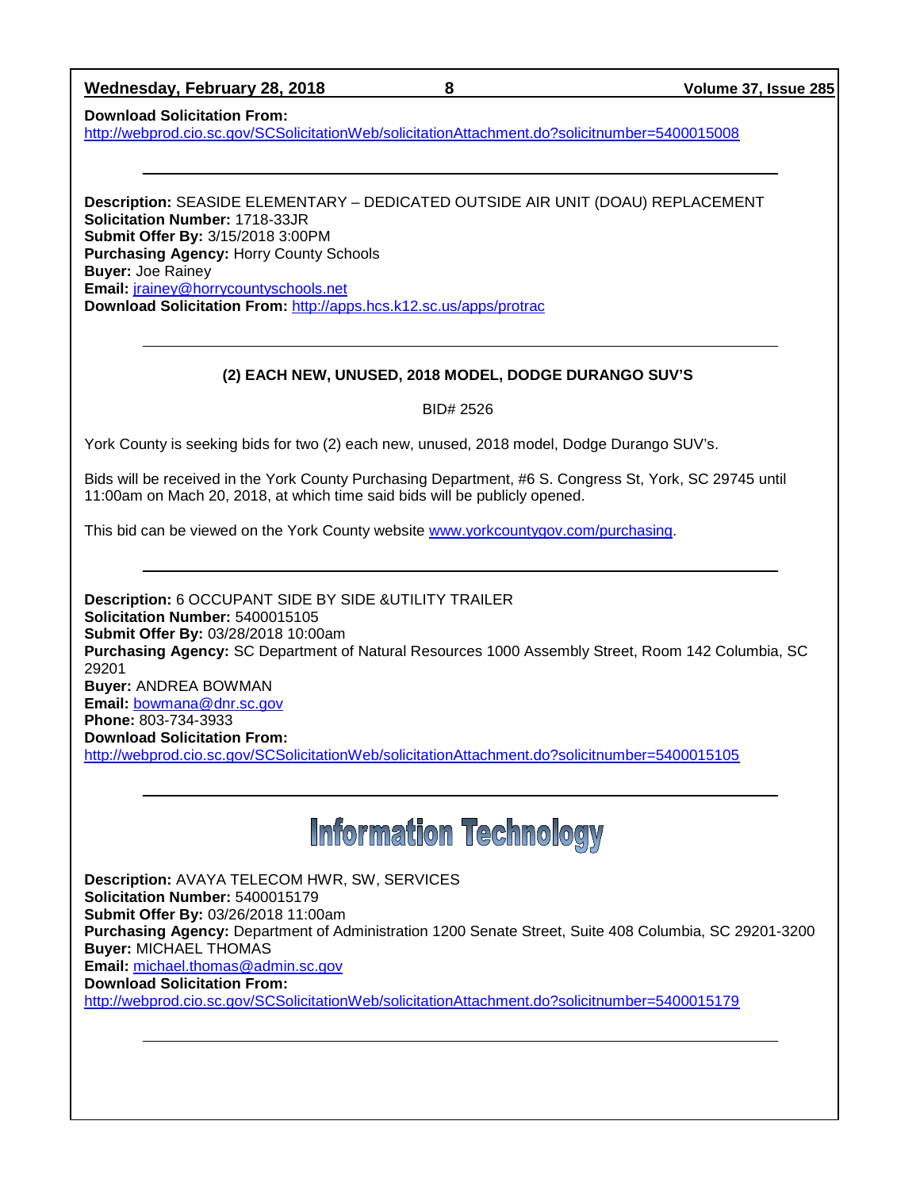**Download Solicitation From:**
http://webprod.cio.sc.gov/SCSolicitationWeb/solicitationAttachment.do?solicitnumber=5400015008

---

**Description:** SEASIDE ELEMENTARY – DEDICATED OUTSIDE AIR UNIT (DOAU) REPLACEMENT
**Solicitation Number:** 1718-33JR
**Submit Offer By:** 3/15/2018 3:00PM
**Purchasing Agency:** Horry County Schools
**Buyer:** Joe Rainey
**Email:** jrainey@horrycountyschools.net
**Download Solicitation From:** http://apps.hcs.k12.sc.us/apps/protrac

---

**(2) EACH NEW, UNUSED, 2018 MODEL, DODGE DURANGO SUV'S**

BID# 2526

York County is seeking bids for two (2) each new, unused, 2018 model, Dodge Durango SUV's.

Bids will be received in the York County Purchasing Department, #6 S. Congress St, York, SC 29745 until 11:00am on Mach 20, 2018, at which time said bids will be publicly opened.

This bid can be viewed on the York County website www.yorkcountygov.com/purchasing.

---

**Description:** 6 OCCUPANT SIDE BY SIDE &UTILITY TRAILER
**Solicitation Number:** 5400015105
**Submit Offer By:** 03/28/2018 10:00am
**Purchasing Agency:** SC Department of Natural Resources 1000 Assembly Street, Room 142 Columbia, SC 29201
**Buyer:** ANDREA BOWMAN
**Email:** bowmana@dnr.sc.gov
**Phone:** 803-734-3933
**Download Solicitation From:**
http://webprod.cio.sc.gov/SCSolicitationWeb/solicitationAttachment.do?solicitnumber=5400015105

---

# Information Technology

**Description:** AVAYA TELECOM HWR, SW, SERVICES
**Solicitation Number:** 5400015179
**Submit Offer By:** 03/26/2018 11:00am
**Purchasing Agency:** Department of Administration 1200 Senate Street, Suite 408 Columbia, SC 29201-3200
**Buyer:** MICHAEL THOMAS
**Email:** michael.thomas@admin.sc.gov
**Download Solicitation From:**
http://webprod.cio.sc.gov/SCSolicitationWeb/solicitationAttachment.do?solicitnumber=5400015179

---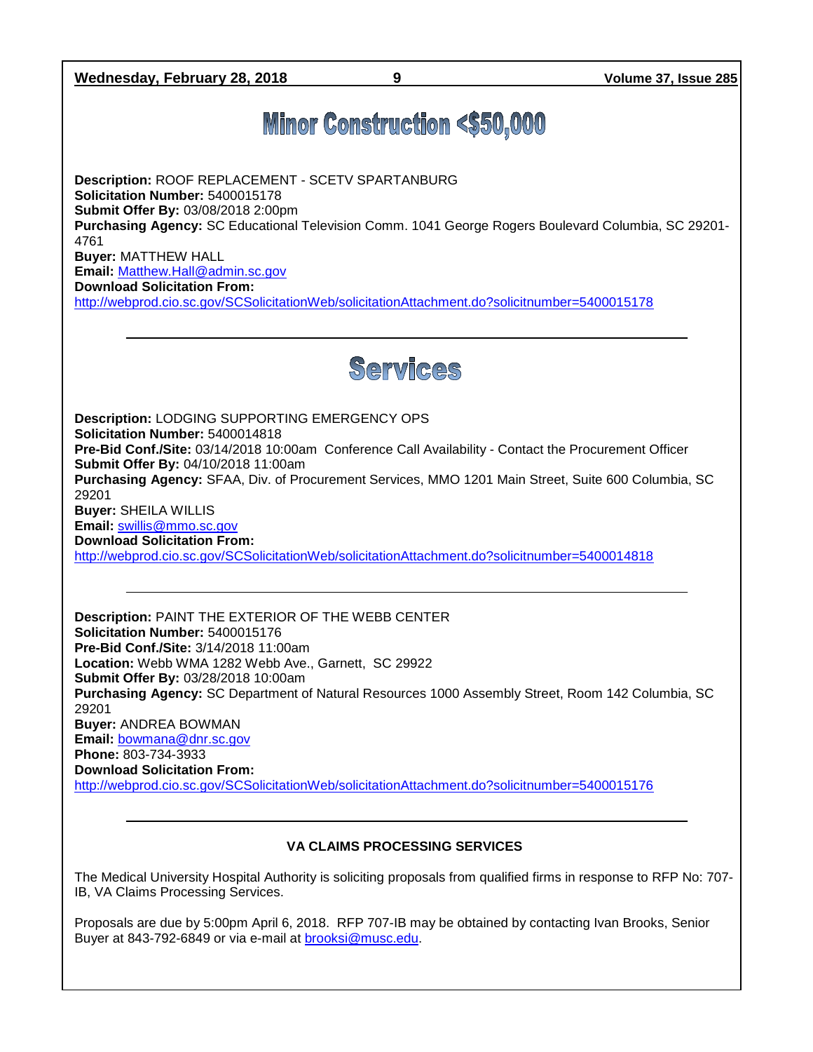# Minor Construction <$50,000

**Description:** ROOF REPLACEMENT - SCETV SPARTANBURG
**Solicitation Number:** 5400015178
**Submit Offer By:** 03/08/2018 2:00pm
**Purchasing Agency:** SC Educational Television Comm. 1041 George Rogers Boulevard Columbia, SC 29201-4761
**Buyer:** MATTHEW HALL
**Email:** Matthew.Hall@admin.sc.gov
**Download Solicitation From:**
http://webprod.cio.sc.gov/SCSolicitationWeb/solicitationAttachment.do?solicitnumber=5400015178

---

# Services

**Description:** LODGING SUPPORTING EMERGENCY OPS
**Solicitation Number:** 5400014818
**Pre-Bid Conf./Site:** 03/14/2018 10:00am Conference Call Availability - Contact the Procurement Officer
**Submit Offer By:** 04/10/2018 11:00am
**Purchasing Agency:** SFAA, Div. of Procurement Services, MMO 1201 Main Street, Suite 600 Columbia, SC 29201
**Buyer:** SHEILA WILLIS
**Email:** swillis@mmo.sc.gov
**Download Solicitation From:**
http://webprod.cio.sc.gov/SCSolicitationWeb/solicitationAttachment.do?solicitnumber=5400014818

---

**Description:** PAINT THE EXTERIOR OF THE WEBB CENTER
**Solicitation Number:** 5400015176
**Pre-Bid Conf./Site:** 3/14/2018 11:00am
**Location:** Webb WMA 1282 Webb Ave., Garnett, SC 29922
**Submit Offer By:** 03/28/2018 10:00am
**Purchasing Agency:** SC Department of Natural Resources 1000 Assembly Street, Room 142 Columbia, SC 29201
**Buyer:** ANDREA BOWMAN
**Email:** bowmana@dnr.sc.gov
**Phone:** 803-734-3933
**Download Solicitation From:**
http://webprod.cio.sc.gov/SCSolicitationWeb/solicitationAttachment.do?solicitnumber=5400015176

---

**VA CLAIMS PROCESSING SERVICES**

The Medical University Hospital Authority is soliciting proposals from qualified firms in response to RFP No: 707-IB, VA Claims Processing Services.

Proposals are due by 5:00pm April 6, 2018. RFP 707-IB may be obtained by contacting Ivan Brooks, Senior Buyer at 843-792-6849 or via e-mail at brooksi@musc.edu.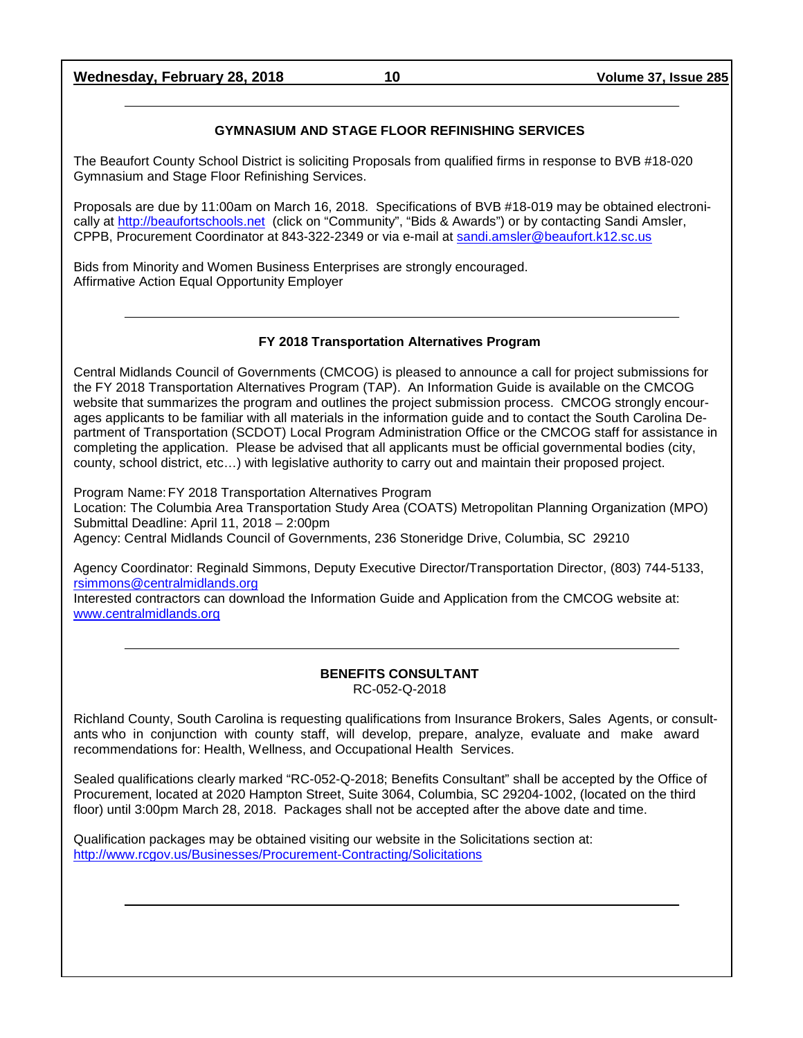## GYMNASIUM AND STAGE FLOOR REFINISHING SERVICES

The Beaufort County School District is soliciting Proposals from qualified firms in response to BVB #18-020 Gymnasium and Stage Floor Refinishing Services.

Proposals are due by 11:00am on March 16, 2018. Specifications of BVB #18-019 may be obtained electronically at http://beaufortschools.net (click on "Community", "Bids & Awards") or by contacting Sandi Amsler, CPPB, Procurement Coordinator at 843-322-2349 or via e-mail at sandi.amsler@beaufort.k12.sc.us

Bids from Minority and Women Business Enterprises are strongly encouraged.
Affirmative Action Equal Opportunity Employer

---

## FY 2018 Transportation Alternatives Program

Central Midlands Council of Governments (CMCOG) is pleased to announce a call for project submissions for the FY 2018 Transportation Alternatives Program (TAP). An Information Guide is available on the CMCOG website that summarizes the program and outlines the project submission process. CMCOG strongly encourages applicants to be familiar with all materials in the information guide and to contact the South Carolina Department of Transportation (SCDOT) Local Program Administration Office or the CMCOG staff for assistance in completing the application. Please be advised that all applicants must be official governmental bodies (city, county, school district, etc…) with legislative authority to carry out and maintain their proposed project.

Program Name: FY 2018 Transportation Alternatives Program
Location: The Columbia Area Transportation Study Area (COATS) Metropolitan Planning Organization (MPO)
Submittal Deadline: April 11, 2018 – 2:00pm
Agency: Central Midlands Council of Governments, 236 Stoneridge Drive, Columbia, SC 29210

Agency Coordinator: Reginald Simmons, Deputy Executive Director/Transportation Director, (803) 744-5133, rsimmons@centralmidlands.org
Interested contractors can download the Information Guide and Application from the CMCOG website at: www.centralmidlands.org

---

## BENEFITS CONSULTANT

RC-052-Q-2018

Richland County, South Carolina is requesting qualifications from Insurance Brokers, Sales Agents, or consultants who in conjunction with county staff, will develop, prepare, analyze, evaluate and make award recommendations for: Health, Wellness, and Occupational Health Services.

Sealed qualifications clearly marked "RC-052-Q-2018; Benefits Consultant" shall be accepted by the Office of Procurement, located at 2020 Hampton Street, Suite 3064, Columbia, SC 29204-1002, (located on the third floor) until 3:00pm March 28, 2018. Packages shall not be accepted after the above date and time.

Qualification packages may be obtained visiting our website in the Solicitations section at:
http://www.rcgov.us/Businesses/Procurement-Contracting/Solicitations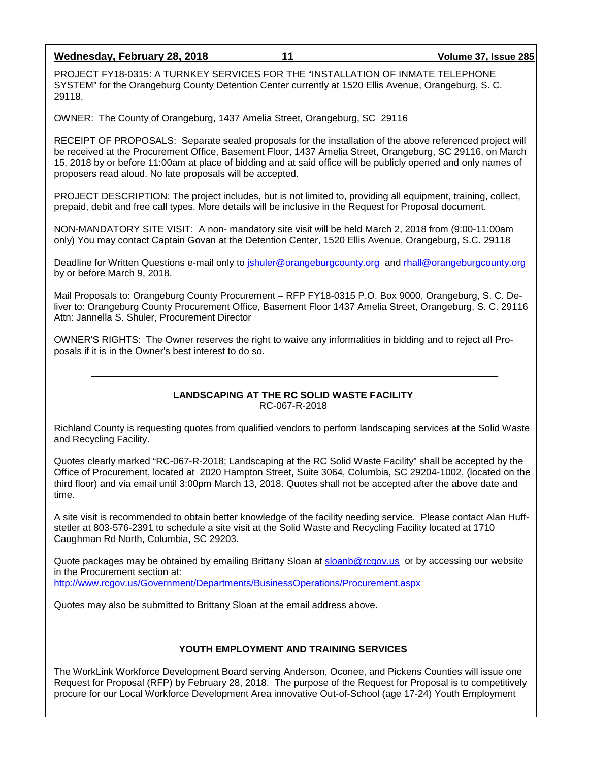PROJECT FY18-0315: A TURNKEY SERVICES FOR THE "INSTALLATION OF INMATE TELEPHONE SYSTEM" for the Orangeburg County Detention Center currently at 1520 Ellis Avenue, Orangeburg, S. C. 29118.

OWNER: The County of Orangeburg, 1437 Amelia Street, Orangeburg, SC 29116

RECEIPT OF PROPOSALS: Separate sealed proposals for the installation of the above referenced project will be received at the Procurement Office, Basement Floor, 1437 Amelia Street, Orangeburg, SC 29116, on March 15, 2018 by or before 11:00am at place of bidding and at said office will be publicly opened and only names of proposers read aloud. No late proposals will be accepted.

PROJECT DESCRIPTION: The project includes, but is not limited to, providing all equipment, training, collect, prepaid, debit and free call types. More details will be inclusive in the Request for Proposal document.

NON-MANDATORY SITE VISIT: A non- mandatory site visit will be held March 2, 2018 from (9:00-11:00am only) You may contact Captain Govan at the Detention Center, 1520 Ellis Avenue, Orangeburg, S.C. 29118

Deadline for Written Questions e-mail only to jshuler@orangeburgcounty.org and rhall@orangeburgcounty.org by or before March 9, 2018.

Mail Proposals to: Orangeburg County Procurement – RFP FY18-0315 P.O. Box 9000, Orangeburg, S. C. Deliver to: Orangeburg County Procurement Office, Basement Floor 1437 Amelia Street, Orangeburg, S. C. 29116 Attn: Jannella S. Shuler, Procurement Director

OWNER'S RIGHTS: The Owner reserves the right to waive any informalities in bidding and to reject all Proposals if it is in the Owner's best interest to do so.

---

## LANDSCAPING AT THE RC SOLID WASTE FACILITY

RC-067-R-2018

Richland County is requesting quotes from qualified vendors to perform landscaping services at the Solid Waste and Recycling Facility.

Quotes clearly marked "RC-067-R-2018; Landscaping at the RC Solid Waste Facility" shall be accepted by the Office of Procurement, located at 2020 Hampton Street, Suite 3064, Columbia, SC 29204-1002, (located on the third floor) and via email until 3:00pm March 13, 2018. Quotes shall not be accepted after the above date and time.

A site visit is recommended to obtain better knowledge of the facility needing service. Please contact Alan Huffstetler at 803-576-2391 to schedule a site visit at the Solid Waste and Recycling Facility located at 1710 Caughman Rd North, Columbia, SC 29203.

Quote packages may be obtained by emailing Brittany Sloan at sloanb@rcgov.us or by accessing our website in the Procurement section at:
http://www.rcgov.us/Government/Departments/BusinessOperations/Procurement.aspx

Quotes may also be submitted to Brittany Sloan at the email address above.

---

## YOUTH EMPLOYMENT AND TRAINING SERVICES

The WorkLink Workforce Development Board serving Anderson, Oconee, and Pickens Counties will issue one Request for Proposal (RFP) by February 28, 2018. The purpose of the Request for Proposal is to competitively procure for our Local Workforce Development Area innovative Out-of-School (age 17-24) Youth Employment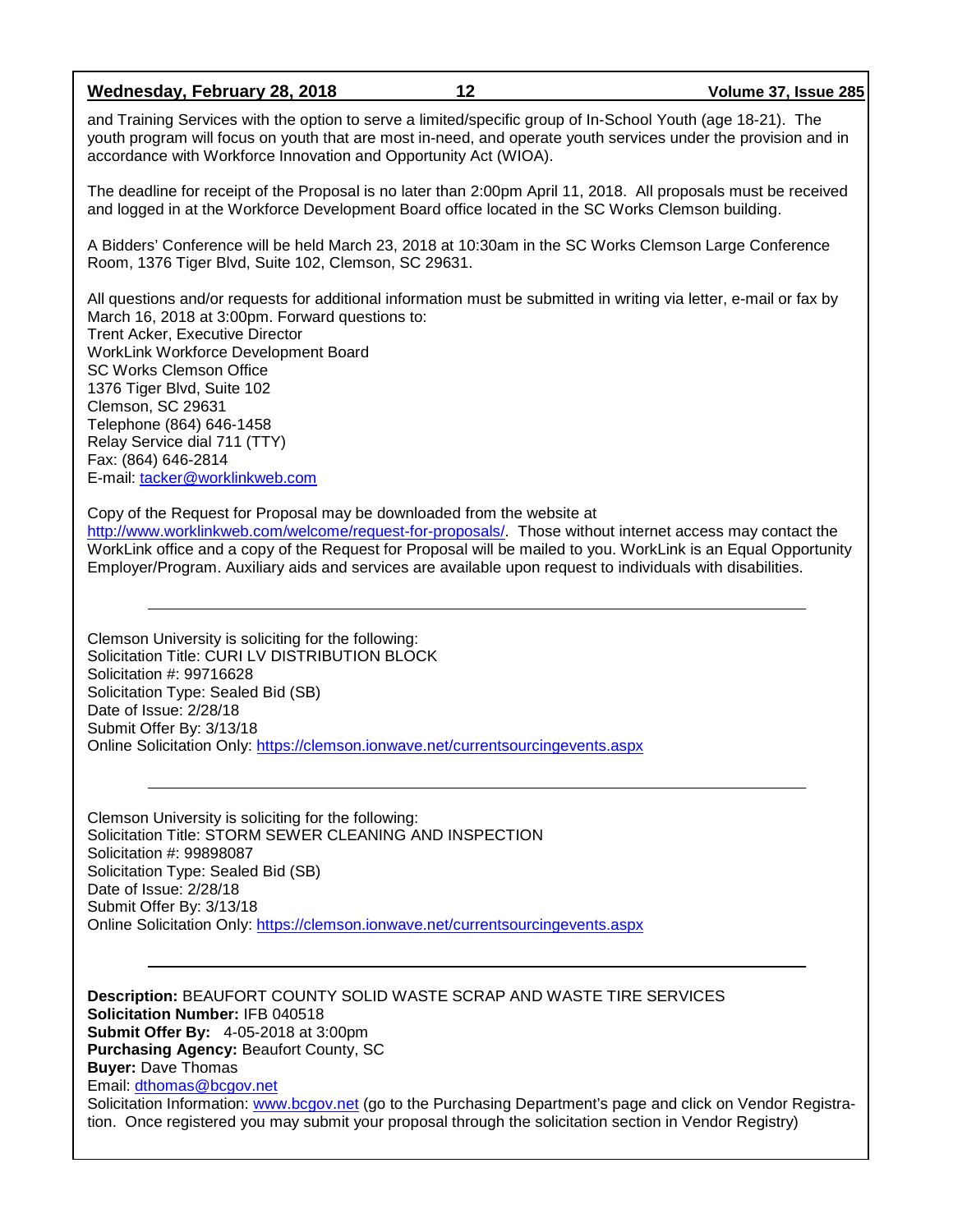and Training Services with the option to serve a limited/specific group of In-School Youth (age 18-21). The youth program will focus on youth that are most in-need, and operate youth services under the provision and in accordance with Workforce Innovation and Opportunity Act (WIOA).

The deadline for receipt of the Proposal is no later than 2:00pm April 11, 2018. All proposals must be received and logged in at the Workforce Development Board office located in the SC Works Clemson building.

A Bidders' Conference will be held March 23, 2018 at 10:30am in the SC Works Clemson Large Conference Room, 1376 Tiger Blvd, Suite 102, Clemson, SC 29631.

All questions and/or requests for additional information must be submitted in writing via letter, e-mail or fax by March 16, 2018 at 3:00pm. Forward questions to:
Trent Acker, Executive Director
WorkLink Workforce Development Board
SC Works Clemson Office
1376 Tiger Blvd, Suite 102
Clemson, SC 29631
Telephone (864) 646-1458
Relay Service dial 711 (TTY)
Fax: (864) 646-2814
E-mail: tacker@worklinkweb.com

Copy of the Request for Proposal may be downloaded from the website at http://www.worklinkweb.com/welcome/request-for-proposals/. Those without internet access may contact the WorkLink office and a copy of the Request for Proposal will be mailed to you. WorkLink is an Equal Opportunity Employer/Program. Auxiliary aids and services are available upon request to individuals with disabilities.

---

Clemson University is soliciting for the following:
Solicitation Title: CURI LV DISTRIBUTION BLOCK
Solicitation #: 99716628
Solicitation Type: Sealed Bid (SB)
Date of Issue: 2/28/18
Submit Offer By: 3/13/18
Online Solicitation Only: https://clemson.ionwave.net/currentsourcingevents.aspx

---

Clemson University is soliciting for the following:
Solicitation Title: STORM SEWER CLEANING AND INSPECTION
Solicitation #: 99898087
Solicitation Type: Sealed Bid (SB)
Date of Issue: 2/28/18
Submit Offer By: 3/13/18
Online Solicitation Only: https://clemson.ionwave.net/currentsourcingevents.aspx

---

**Description:** BEAUFORT COUNTY SOLID WASTE SCRAP AND WASTE TIRE SERVICES
**Solicitation Number:** IFB 040518
**Submit Offer By:** 4-05-2018 at 3:00pm
**Purchasing Agency:** Beaufort County, SC
**Buyer:** Dave Thomas
Email: dthomas@bcgov.net
Solicitation Information: www.bcgov.net (go to the Purchasing Department's page and click on Vendor Registration. Once registered you may submit your proposal through the solicitation section in Vendor Registry)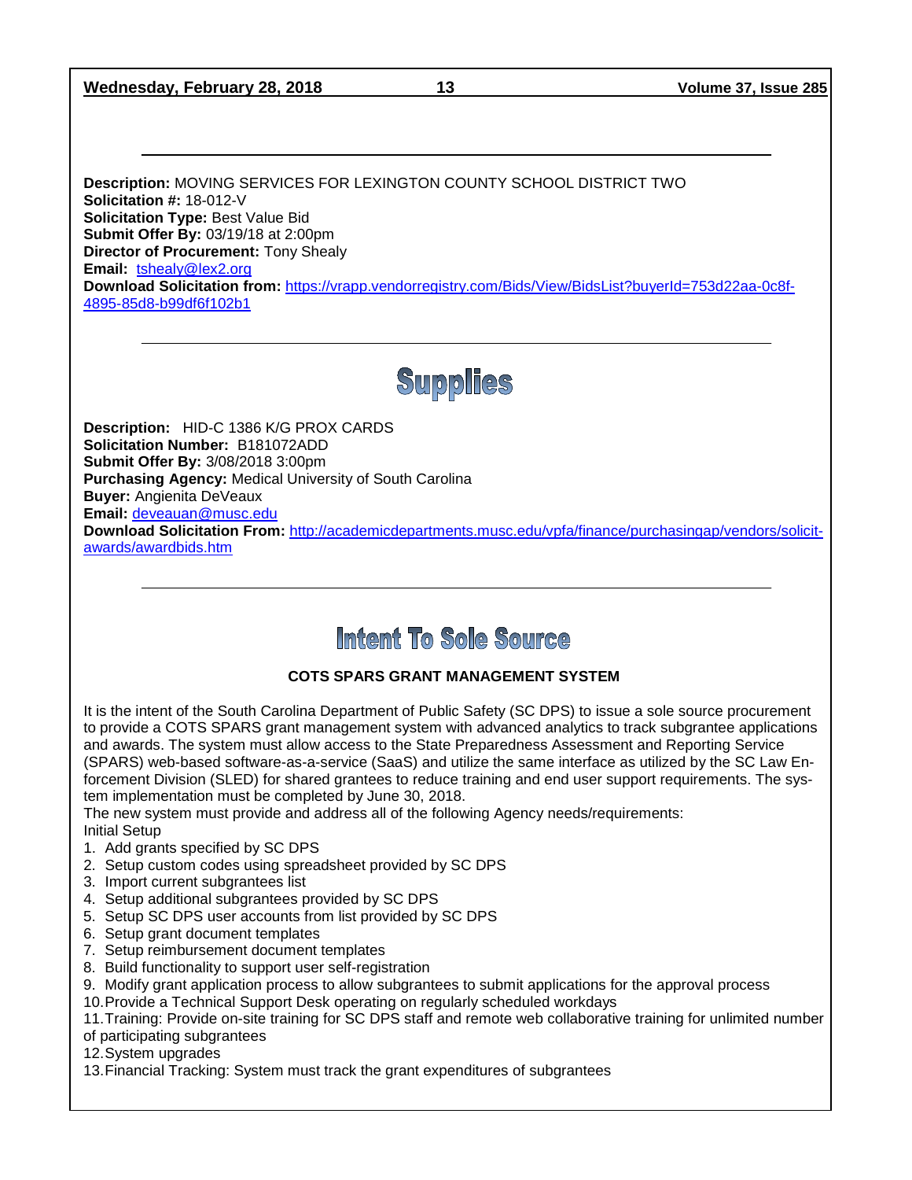**Description:** MOVING SERVICES FOR LEXINGTON COUNTY SCHOOL DISTRICT TWO
**Solicitation #:** 18-012-V
**Solicitation Type:** Best Value Bid
**Submit Offer By:** 03/19/18 at 2:00pm
**Director of Procurement:** Tony Shealy
**Email:** tshealy@lex2.org
**Download Solicitation from:** https://vrapp.vendorregistry.com/Bids/View/BidsList?buyerId=753d22aa-0c8f-4895-85d8-b99df6f102b1

---

# Supplies

**Description:** HID-C 1386 K/G PROX CARDS
**Solicitation Number:** B181072ADD
**Submit Offer By:** 3/08/2018 3:00pm
**Purchasing Agency:** Medical University of South Carolina
**Buyer:** Angienita DeVeaux
**Email:** deveauan@musc.edu
**Download Solicitation From:** http://academicdepartments.musc.edu/vpfa/finance/purchasingap/vendors/solicit-awards/awardbids.htm

---

# Intent To Sole Source

**COTS SPARS GRANT MANAGEMENT SYSTEM**

It is the intent of the South Carolina Department of Public Safety (SC DPS) to issue a sole source procurement to provide a COTS SPARS grant management system with advanced analytics to track subgrantee applications and awards. The system must allow access to the State Preparedness Assessment and Reporting Service (SPARS) web-based software-as-a-service (SaaS) and utilize the same interface as utilized by the SC Law Enforcement Division (SLED) for shared grantees to reduce training and end user support requirements. The system implementation must be completed by June 30, 2018.
The new system must provide and address all of the following Agency needs/requirements:
Initial Setup

1. Add grants specified by SC DPS
2. Setup custom codes using spreadsheet provided by SC DPS
3. Import current subgrantees list
4. Setup additional subgrantees provided by SC DPS
5. Setup SC DPS user accounts from list provided by SC DPS
6. Setup grant document templates
7. Setup reimbursement document templates
8. Build functionality to support user self-registration
9. Modify grant application process to allow subgrantees to submit applications for the approval process
10. Provide a Technical Support Desk operating on regularly scheduled workdays
11. Training: Provide on-site training for SC DPS staff and remote web collaborative training for unlimited number of participating subgrantees
12. System upgrades
13. Financial Tracking: System must track the grant expenditures of subgrantees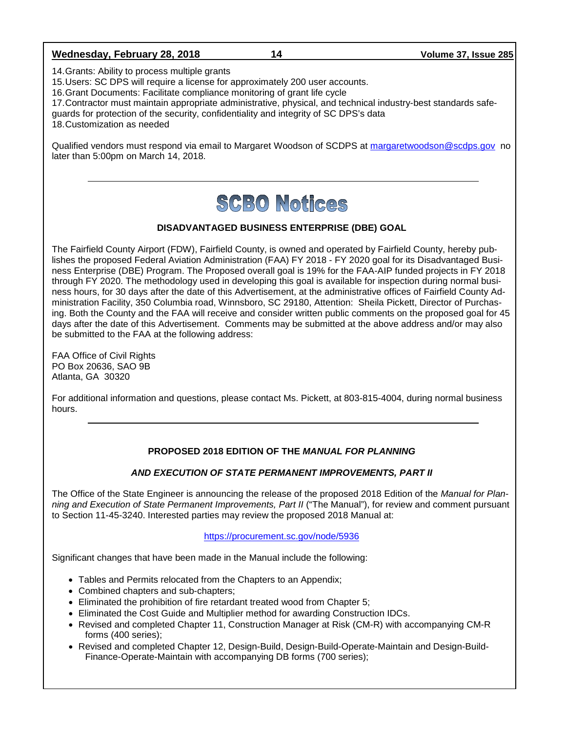14. Grants: Ability to process multiple grants
15. Users: SC DPS will require a license for approximately 200 user accounts.
16. Grant Documents: Facilitate compliance monitoring of grant life cycle
17. Contractor must maintain appropriate administrative, physical, and technical industry-best standards safeguards for protection of the security, confidentiality and integrity of SC DPS's data
18. Customization as needed

Qualified vendors must respond via email to Margaret Woodson of SCDPS at margaretwoodson@scdps.gov no later than 5:00pm on March 14, 2018.

---

# SCBO Notices

### DISADVANTAGED BUSINESS ENTERPRISE (DBE) GOAL

The Fairfield County Airport (FDW), Fairfield County, is owned and operated by Fairfield County, hereby publishes the proposed Federal Aviation Administration (FAA) FY 2018 - FY 2020 goal for its Disadvantaged Business Enterprise (DBE) Program. The Proposed overall goal is 19% for the FAA-AIP funded projects in FY 2018 through FY 2020. The methodology used in developing this goal is available for inspection during normal business hours, for 30 days after the date of this Advertisement, at the administrative offices of Fairfield County Administration Facility, 350 Columbia road, Winnsboro, SC 29180, Attention: Sheila Pickett, Director of Purchasing. Both the County and the FAA will receive and consider written public comments on the proposed goal for 45 days after the date of this Advertisement. Comments may be submitted at the above address and/or may also be submitted to the FAA at the following address:

FAA Office of Civil Rights
PO Box 20636, SAO 9B
Atlanta, GA 30320

For additional information and questions, please contact Ms. Pickett, at 803-815-4004, during normal business hours.

---

### PROPOSED 2018 EDITION OF THE *MANUAL FOR PLANNING AND EXECUTION OF STATE PERMANENT IMPROVEMENTS, PART II*

The Office of the State Engineer is announcing the release of the proposed 2018 Edition of the *Manual for Planning and Execution of State Permanent Improvements, Part II* ("The Manual"), for review and comment pursuant to Section 11-45-3240. Interested parties may review the proposed 2018 Manual at:

https://procurement.sc.gov/node/5936

Significant changes that have been made in the Manual include the following:

- Tables and Permits relocated from the Chapters to an Appendix;
- Combined chapters and sub-chapters;
- Eliminated the prohibition of fire retardant treated wood from Chapter 5;
- Eliminated the Cost Guide and Multiplier method for awarding Construction IDCs.
- Revised and completed Chapter 11, Construction Manager at Risk (CM-R) with accompanying CM-R forms (400 series);
- Revised and completed Chapter 12, Design-Build, Design-Build-Operate-Maintain and Design-Build-Finance-Operate-Maintain with accompanying DB forms (700 series);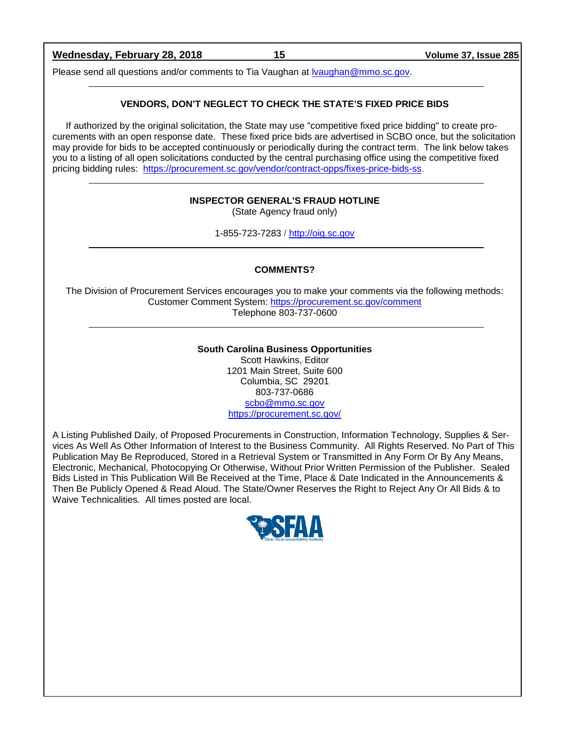Please send all questions and/or comments to Tia Vaughan at lvaughan@mmo.sc.gov.

---

### VENDORS, DON'T NEGLECT TO CHECK THE STATE'S FIXED PRICE BIDS

If authorized by the original solicitation, the State may use "competitive fixed price bidding" to create procurements with an open response date. These fixed price bids are advertised in SCBO once, but the solicitation may provide for bids to be accepted continuously or periodically during the contract term. The link below takes you to a listing of all open solicitations conducted by the central purchasing office using the competitive fixed pricing bidding rules: https://procurement.sc.gov/vendor/contract-opps/fixes-price-bids-ss.

---

### INSPECTOR GENERAL'S FRAUD HOTLINE

(State Agency fraud only)

1-855-723-7283 / http://oig.sc.gov

---

### COMMENTS?

The Division of Procurement Services encourages you to make your comments via the following methods:
Customer Comment System: https://procurement.sc.gov/comment
Telephone 803-737-0600

---

**South Carolina Business Opportunities**
Scott Hawkins, Editor
1201 Main Street, Suite 600
Columbia, SC 29201
803-737-0686
scbo@mmo.sc.gov
https://procurement.sc.gov/

A Listing Published Daily, of Proposed Procurements in Construction, Information Technology, Supplies & Services As Well As Other Information of Interest to the Business Community. All Rights Reserved. No Part of This Publication May Be Reproduced, Stored in a Retrieval System or Transmitted in Any Form Or By Any Means, Electronic, Mechanical, Photocopying Or Otherwise, Without Prior Written Permission of the Publisher. Sealed Bids Listed in This Publication Will Be Received at the Time, Place & Date Indicated in the Announcements & Then Be Publicly Opened & Read Aloud. The State/Owner Reserves the Right to Reject Any Or All Bids & to Waive Technicalities. All times posted are local.

SFAA
State Fiscal Accountability Authority